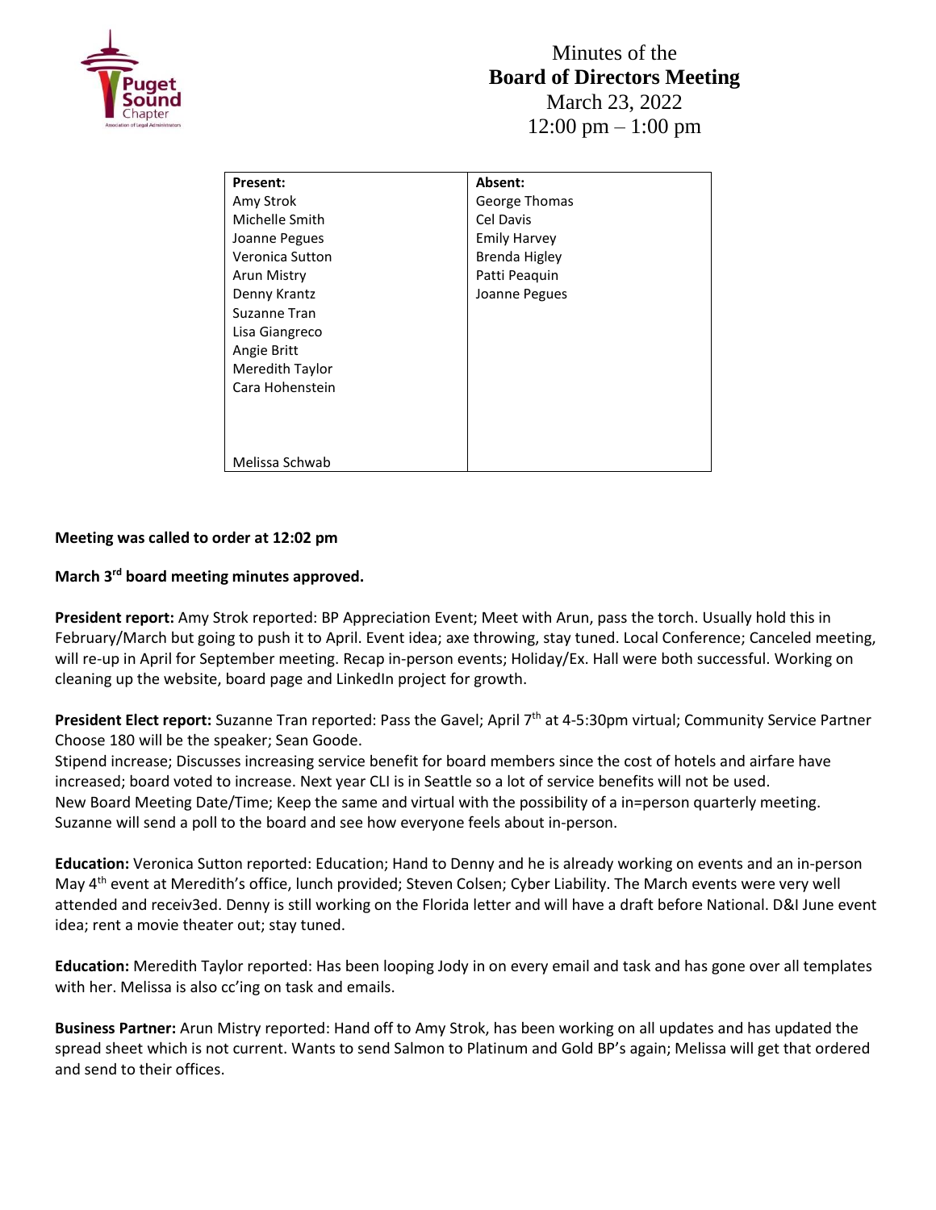# Minutes of the
**Board of Directors Meeting**
March 23, 2022
12:00 pm – 1:00 pm

| **Present:** | **Absent:** |
|---|---|
| Amy Strok | George Thomas |
| Michelle Smith | Cel Davis |
| Joanne Pegues | Emily Harvey |
| Veronica Sutton | Brenda Higley |
| Arun Mistry | Patti Peaquin |
| Denny Krantz | Joanne Pegues |
| Suzanne Tran | |
| Lisa Giangreco | |
| Angie Britt | |
| Meredith Taylor | |
| Cara Hohenstein | |
| | |
| Melissa Schwab | |

**Meeting was called to order at 12:02 pm**

**March 3rd board meeting minutes approved.**

**President report:** Amy Strok reported: BP Appreciation Event; Meet with Arun, pass the torch. Usually hold this in February/March but going to push it to April. Event idea; axe throwing, stay tuned. Local Conference; Canceled meeting, will re-up in April for September meeting. Recap in-person events; Holiday/Ex. Hall were both successful. Working on cleaning up the website, board page and LinkedIn project for growth.

**President Elect report:** Suzanne Tran reported: Pass the Gavel; April 7th at 4-5:30pm virtual; Community Service Partner Choose 180 will be the speaker; Sean Goode.
Stipend increase; Discusses increasing service benefit for board members since the cost of hotels and airfare have increased; board voted to increase. Next year CLI is in Seattle so a lot of service benefits will not be used.
New Board Meeting Date/Time; Keep the same and virtual with the possibility of a in=person quarterly meeting. Suzanne will send a poll to the board and see how everyone feels about in-person.

**Education:** Veronica Sutton reported: Education; Hand to Denny and he is already working on events and an in-person May 4th event at Meredith's office, lunch provided; Steven Colsen; Cyber Liability. The March events were very well attended and receiv3ed. Denny is still working on the Florida letter and will have a draft before National. D&I June event idea; rent a movie theater out; stay tuned.

**Education:** Meredith Taylor reported: Has been looping Jody in on every email and task and has gone over all templates with her. Melissa is also cc'ing on task and emails.

**Business Partner:** Arun Mistry reported: Hand off to Amy Strok, has been working on all updates and has updated the spread sheet which is not current. Wants to send Salmon to Platinum and Gold BP's again; Melissa will get that ordered and send to their offices.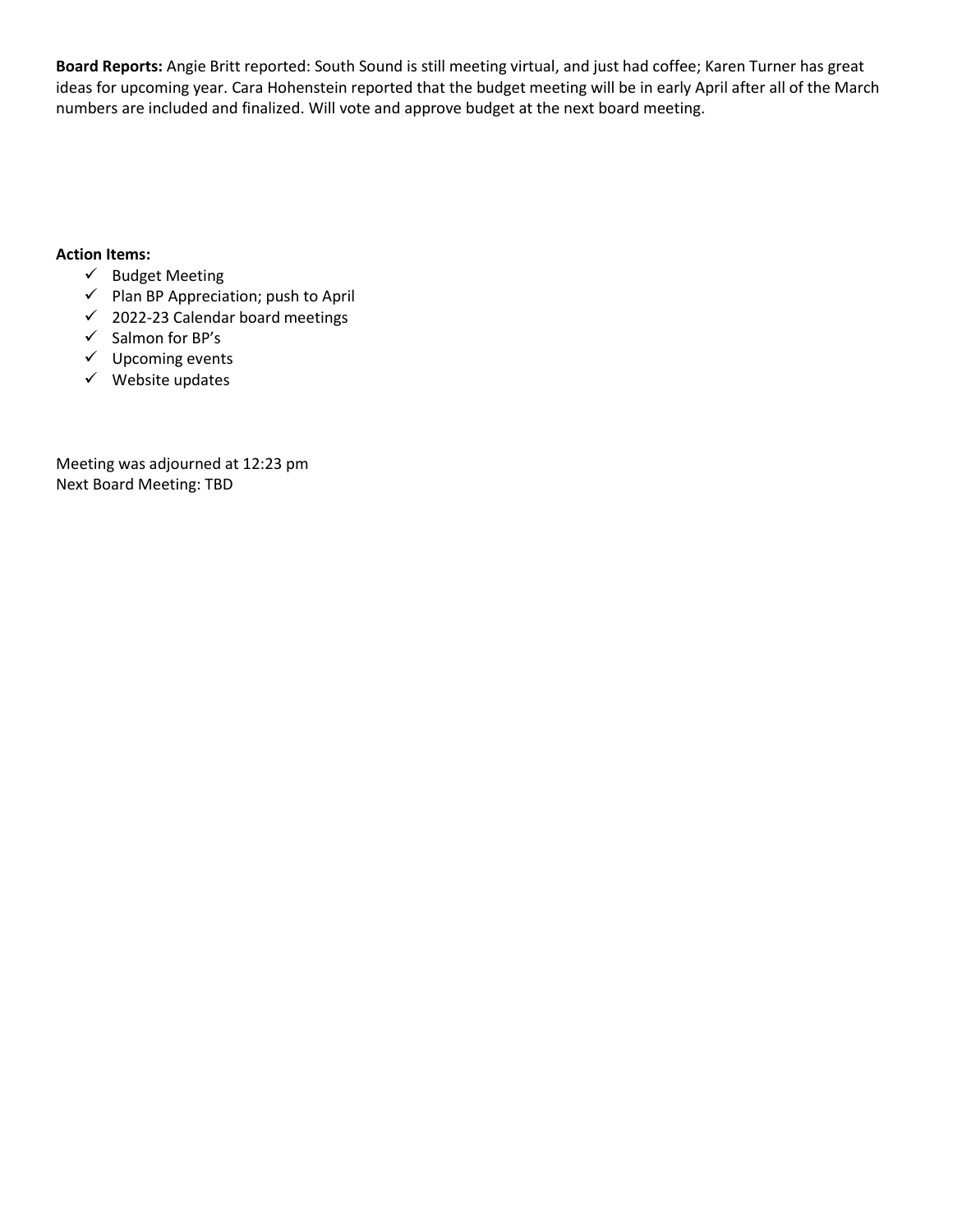**Board Reports:** Angie Britt reported: South Sound is still meeting virtual, and just had coffee; Karen Turner has great ideas for upcoming year. Cara Hohenstein reported that the budget meeting will be in early April after all of the March numbers are included and finalized. Will vote and approve budget at the next board meeting.

**Action Items:**

- ✓ Budget Meeting
- ✓ Plan BP Appreciation; push to April
- ✓ 2022-23 Calendar board meetings
- ✓ Salmon for BP's
- ✓ Upcoming events
- ✓ Website updates

Meeting was adjourned at 12:23 pm
Next Board Meeting: TBD